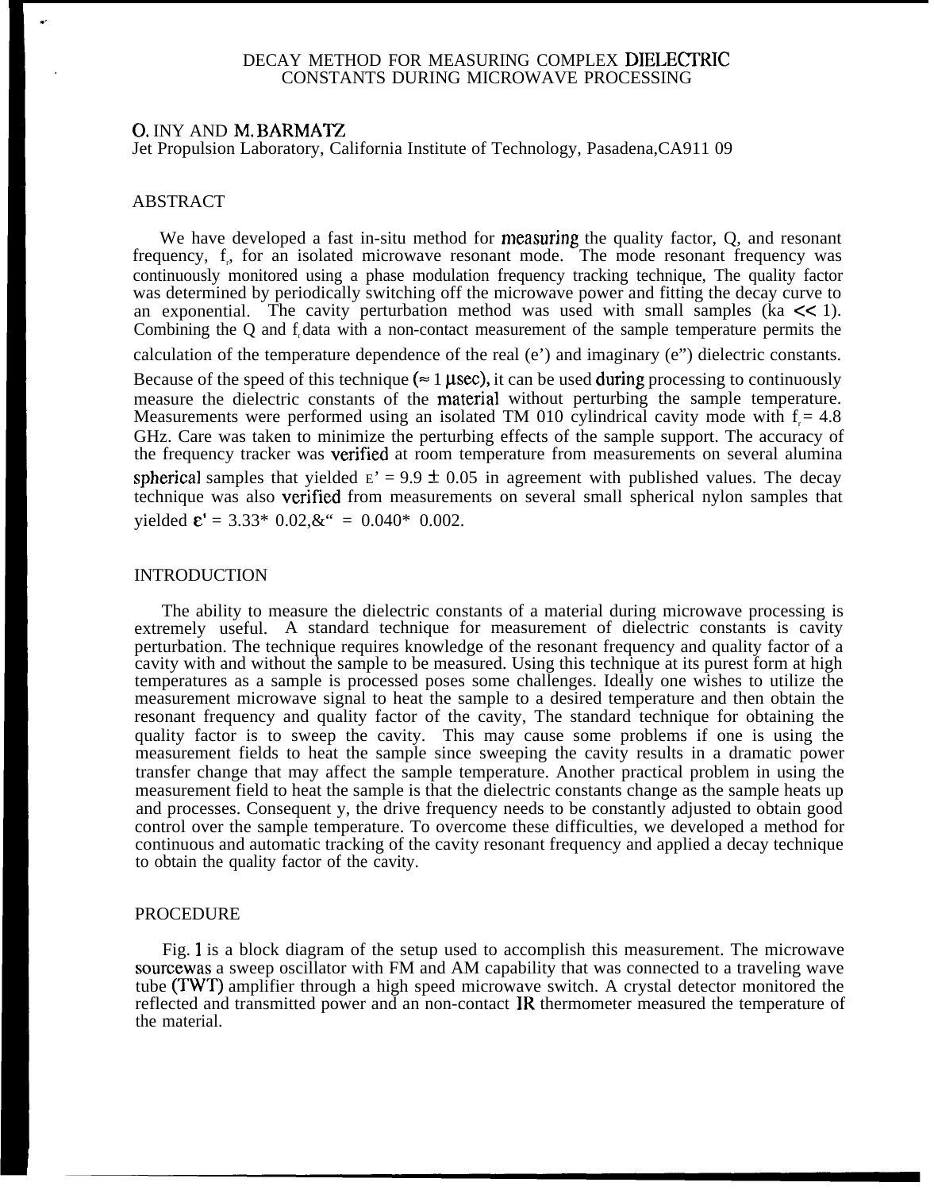# DECAY METHOD FOR MEASURING COMPLEX DIELECTRIC CONSTANTS DURING MICROWAVE PROCESSING

O. INY AND M. BARMATZ
Jet Propulsion Laboratory, California Institute of Technology, Pasadena, CA911 09

## ABSTRACT

We have developed a fast in-situ method for measuring the quality factor, Q, and resonant frequency, $f_r$, for an isolated microwave resonant mode. The mode resonant frequency was continuously monitored using a phase modulation frequency tracking technique, The quality factor was determined by periodically switching off the microwave power and fitting the decay curve to an exponential. The cavity perturbation method was used with small samples (ka << 1). Combining the Q and $f_r$ data with a non-contact measurement of the sample temperature permits the calculation of the temperature dependence of the real (e') and imaginary (e") dielectric constants. Because of the speed of this technique (≈ 1 µsec), it can be used during processing to continuously measure the dielectric constants of the material without perturbing the sample temperature. Measurements were performed using an isolated TM 010 cylindrical cavity mode with $f_r$ = 4.8 GHz. Care was taken to minimize the perturbing effects of the sample support. The accuracy of the frequency tracker was verified at room temperature from measurements on several alumina spherical samples that yielded $\varepsilon'$ = 9.9 ± 0.05 in agreement with published values. The decay technique was also verified from measurements on several small spherical nylon samples that yielded $\varepsilon'$ = 3.33* 0.02,&" = 0.040* 0.002.

## INTRODUCTION

The ability to measure the dielectric constants of a material during microwave processing is extremely useful. A standard technique for measurement of dielectric constants is cavity perturbation. The technique requires knowledge of the resonant frequency and quality factor of a cavity with and without the sample to be measured. Using this technique at its purest form at high temperatures as a sample is processed poses some challenges. Ideally one wishes to utilize the measurement microwave signal to heat the sample to a desired temperature and then obtain the resonant frequency and quality factor of the cavity, The standard technique for obtaining the quality factor is to sweep the cavity. This may cause some problems if one is using the measurement fields to heat the sample since sweeping the cavity results in a dramatic power transfer change that may affect the sample temperature. Another practical problem in using the measurement field to heat the sample is that the dielectric constants change as the sample heats up and processes. Consequent y, the drive frequency needs to be constantly adjusted to obtain good control over the sample temperature. To overcome these difficulties, we developed a method for continuous and automatic tracking of the cavity resonant frequency and applied a decay technique to obtain the quality factor of the cavity.

## PROCEDURE

Fig. 1 is a block diagram of the setup used to accomplish this measurement. The microwave sourcewas a sweep oscillator with FM and AM capability that was connected to a traveling wave tube (TWT) amplifier through a high speed microwave switch. A crystal detector monitored the reflected and transmitted power and an non-contact IR thermometer measured the temperature of the material.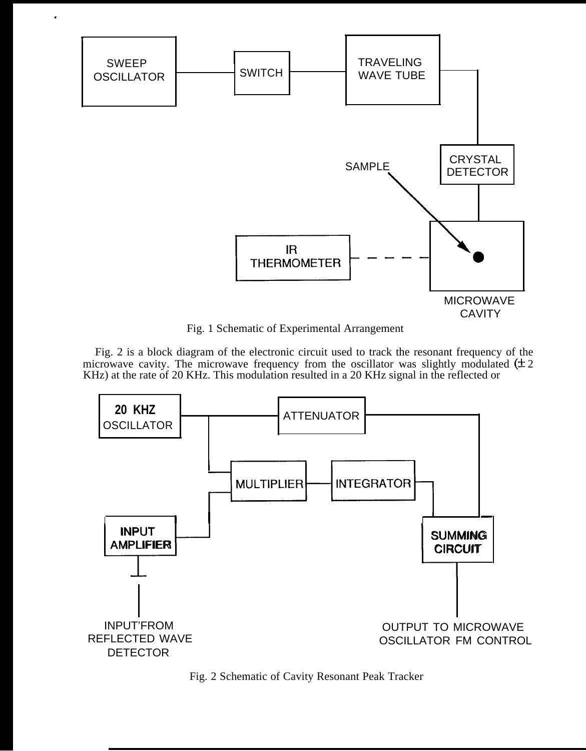Fig. 1 Schematic of Experimental Arrangement

Fig. 2 is a block diagram of the electronic circuit used to track the resonant frequency of the microwave cavity. The microwave frequency from the oscillator was slightly modulated ($\pm$ 2 KHz) at the rate of 20 KHz. This modulation resulted in a 20 KHz signal in the reflected or

Fig. 2 Schematic of Cavity Resonant Peak Tracker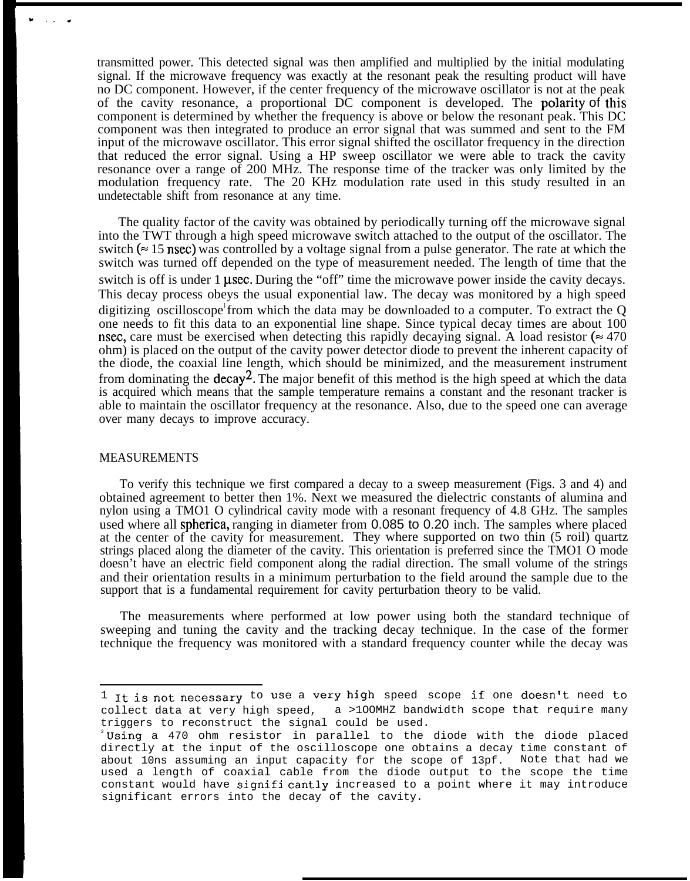transmitted power. This detected signal was then amplified and multiplied by the initial modulating signal. If the microwave frequency was exactly at the resonant peak the resulting product will have no DC component. However, if the center frequency of the microwave oscillator is not at the peak of the cavity resonance, a proportional DC component is developed. The polarity of this component is determined by whether the frequency is above or below the resonant peak. This DC component was then integrated to produce an error signal that was summed and sent to the FM input of the microwave oscillator. This error signal shifted the oscillator frequency in the direction that reduced the error signal. Using a HP sweep oscillator we were able to track the cavity resonance over a range of 200 MHz. The response time of the tracker was only limited by the modulation frequency rate. The 20 KHz modulation rate used in this study resulted in an undetectable shift from resonance at any time.

The quality factor of the cavity was obtained by periodically turning off the microwave signal into the TWT through a high speed microwave switch attached to the output of the oscillator. The switch (≈ 15 nsec) was controlled by a voltage signal from a pulse generator. The rate at which the switch was turned off depended on the type of measurement needed. The length of time that the switch is off is under 1 µsec. During the "off" time the microwave power inside the cavity decays. This decay process obeys the usual exponential law. The decay was monitored by a high speed digitizing oscilloscope[1] from which the data may be downloaded to a computer. To extract the Q one needs to fit this data to an exponential line shape. Since typical decay times are about 100 nsec, care must be exercised when detecting this rapidly decaying signal. A load resistor (≈ 470 ohm) is placed on the output of the cavity power detector diode to prevent the inherent capacity of the diode, the coaxial line length, which should be minimized, and the measurement instrument from dominating the decay[2]. The major benefit of this method is the high speed at which the data is acquired which means that the sample temperature remains a constant and the resonant tracker is able to maintain the oscillator frequency at the resonance. Also, due to the speed one can average over many decays to improve accuracy.

## MEASUREMENTS

To verify this technique we first compared a decay to a sweep measurement (Figs. 3 and 4) and obtained agreement to better then 1%. Next we measured the dielectric constants of alumina and nylon using a TM010 cylindrical cavity mode with a resonant frequency of 4.8 GHz. The samples used where all spherica, ranging in diameter from 0.085 to 0.20 inch. The samples where placed at the center of the cavity for measurement. They where supported on two thin (5 roil) quartz strings placed along the diameter of the cavity. This orientation is preferred since the TM010 mode doesn't have an electric field component along the radial direction. The small volume of the strings and their orientation results in a minimum perturbation to the field around the sample due to the support that is a fundamental requirement for cavity perturbation theory to be valid.

The measurements where performed at low power using both the standard technique of sweeping and tuning the cavity and the tracking decay technique. In the case of the former technique the frequency was monitored with a standard frequency counter while the decay was

---

[1] It is not necessary to use a very high speed scope if one doesn't need to collect data at very high speed, a >100MHZ bandwidth scope that require many triggers to reconstruct the signal could be used.

[2] Using a 470 ohm resistor in parallel to the diode with the diode placed directly at the input of the oscilloscope one obtains a decay time constant of about 10ns assuming an input capacity for the scope of 13pf. Note that had we used a length of coaxial cable from the diode output to the scope the time constant would have significantly increased to a point where it may introduce significant errors into the decay of the cavity.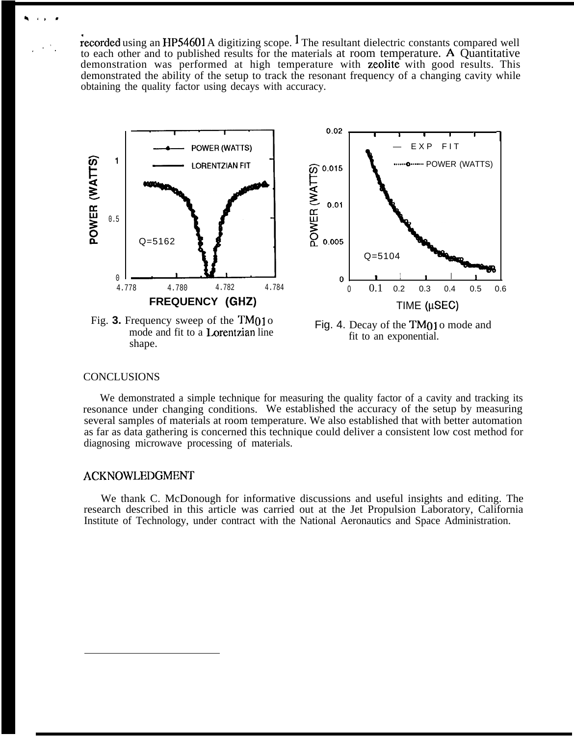recorded using an HP54601A digitizing scope.[1] The resultant dielectric constants compared well to each other and to published results for the materials at room temperature. A Quantitative demonstration was performed at high temperature with zeolite with good results. This demonstrated the ability of the setup to track the resonant frequency of a changing cavity while obtaining the quality factor using decays with accuracy.

POWER (WATTS)
LORENTZIAN FIT
POWER (WATTS)
1
0.5
0
Q=5162
4.778
4.780
4.782
4.784
FREQUENCY (GHZ)

Fig. 3. Frequency sweep of the $TM_{010}$ mode and fit to a Lorentzian line shape.

0.02
EXP FIT
POWER (WATTS)
POWER (WATTS)
0.015
0.01
0.005
0
Q=5104
0
0.1
0.2
0.3
0.4
0.5
0.6
TIME (μSEC)

Fig. 4. Decay of the $TM_{010}$ mode and fit to an exponential.

## CONCLUSIONS

We demonstrated a simple technique for measuring the quality factor of a cavity and tracking its resonance under changing conditions. We established the accuracy of the setup by measuring several samples of materials at room temperature. We also established that with better automation as far as data gathering is concerned this technique could deliver a consistent low cost method for diagnosing microwave processing of materials.

## ACKNOWLEDGMENT

We thank C. McDonough for informative discussions and useful insights and editing. The research described in this article was carried out at the Jet Propulsion Laboratory, California Institute of Technology, under contract with the National Aeronautics and Space Administration.